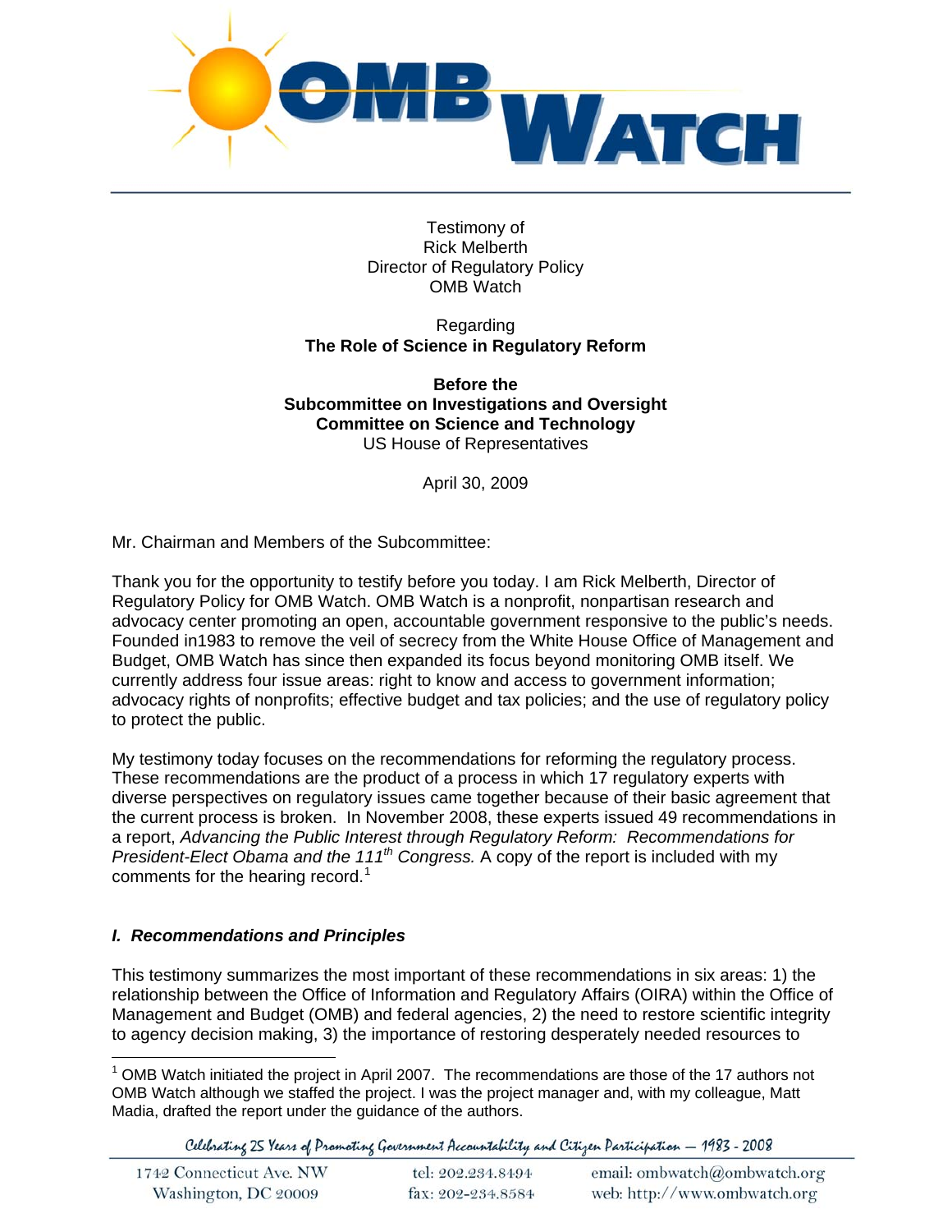Testimony of
Rick Melberth
Director of Regulatory Policy
OMB Watch

Regarding
**The Role of Science in Regulatory Reform**

**Before the**
**Subcommittee on Investigations and Oversight**
**Committee on Science and Technology**
US House of Representatives

April 30, 2009

Mr. Chairman and Members of the Subcommittee:

Thank you for the opportunity to testify before you today. I am Rick Melberth, Director of Regulatory Policy for OMB Watch. OMB Watch is a nonprofit, nonpartisan research and advocacy center promoting an open, accountable government responsive to the public's needs. Founded in1983 to remove the veil of secrecy from the White House Office of Management and Budget, OMB Watch has since then expanded its focus beyond monitoring OMB itself. We currently address four issue areas: right to know and access to government information; advocacy rights of nonprofits; effective budget and tax policies; and the use of regulatory policy to protect the public.

My testimony today focuses on the recommendations for reforming the regulatory process. These recommendations are the product of a process in which 17 regulatory experts with diverse perspectives on regulatory issues came together because of their basic agreement that the current process is broken. In November 2008, these experts issued 49 recommendations in a report, *Advancing the Public Interest through Regulatory Reform: Recommendations for President-Elect Obama and the 111th Congress.* A copy of the report is included with my comments for the hearing record.[1]

### *I. Recommendations and Principles*

This testimony summarizes the most important of these recommendations in six areas: 1) the relationship between the Office of Information and Regulatory Affairs (OIRA) within the Office of Management and Budget (OMB) and federal agencies, 2) the need to restore scientific integrity to agency decision making, 3) the importance of restoring desperately needed resources to

[1] OMB Watch initiated the project in April 2007. The recommendations are those of the 17 authors not OMB Watch although we staffed the project. I was the project manager and, with my colleague, Matt Madia, drafted the report under the guidance of the authors.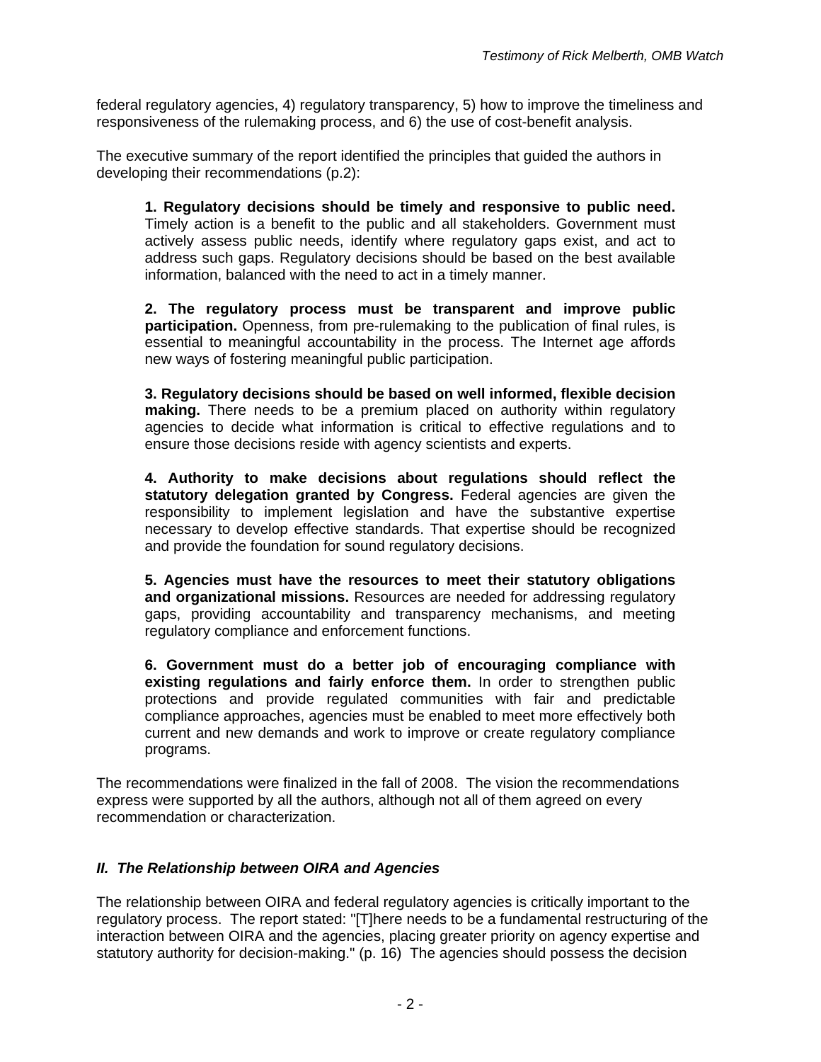federal regulatory agencies, 4) regulatory transparency, 5) how to improve the timeliness and responsiveness of the rulemaking process, and 6) the use of cost-benefit analysis.

The executive summary of the report identified the principles that guided the authors in developing their recommendations (p.2):

> **1. Regulatory decisions should be timely and responsive to public need.** Timely action is a benefit to the public and all stakeholders. Government must actively assess public needs, identify where regulatory gaps exist, and act to address such gaps. Regulatory decisions should be based on the best available information, balanced with the need to act in a timely manner.
>
> **2. The regulatory process must be transparent and improve public participation.** Openness, from pre-rulemaking to the publication of final rules, is essential to meaningful accountability in the process. The Internet age affords new ways of fostering meaningful public participation.
>
> **3. Regulatory decisions should be based on well informed, flexible decision making.** There needs to be a premium placed on authority within regulatory agencies to decide what information is critical to effective regulations and to ensure those decisions reside with agency scientists and experts.
>
> **4. Authority to make decisions about regulations should reflect the statutory delegation granted by Congress.** Federal agencies are given the responsibility to implement legislation and have the substantive expertise necessary to develop effective standards. That expertise should be recognized and provide the foundation for sound regulatory decisions.
>
> **5. Agencies must have the resources to meet their statutory obligations and organizational missions.** Resources are needed for addressing regulatory gaps, providing accountability and transparency mechanisms, and meeting regulatory compliance and enforcement functions.
>
> **6. Government must do a better job of encouraging compliance with existing regulations and fairly enforce them.** In order to strengthen public protections and provide regulated communities with fair and predictable compliance approaches, agencies must be enabled to meet more effectively both current and new demands and work to improve or create regulatory compliance programs.

The recommendations were finalized in the fall of 2008. The vision the recommendations express were supported by all the authors, although not all of them agreed on every recommendation or characterization.

## *II. The Relationship between OIRA and Agencies*

The relationship between OIRA and federal regulatory agencies is critically important to the regulatory process. The report stated: "[T]here needs to be a fundamental restructuring of the interaction between OIRA and the agencies, placing greater priority on agency expertise and statutory authority for decision-making." (p. 16) The agencies should possess the decision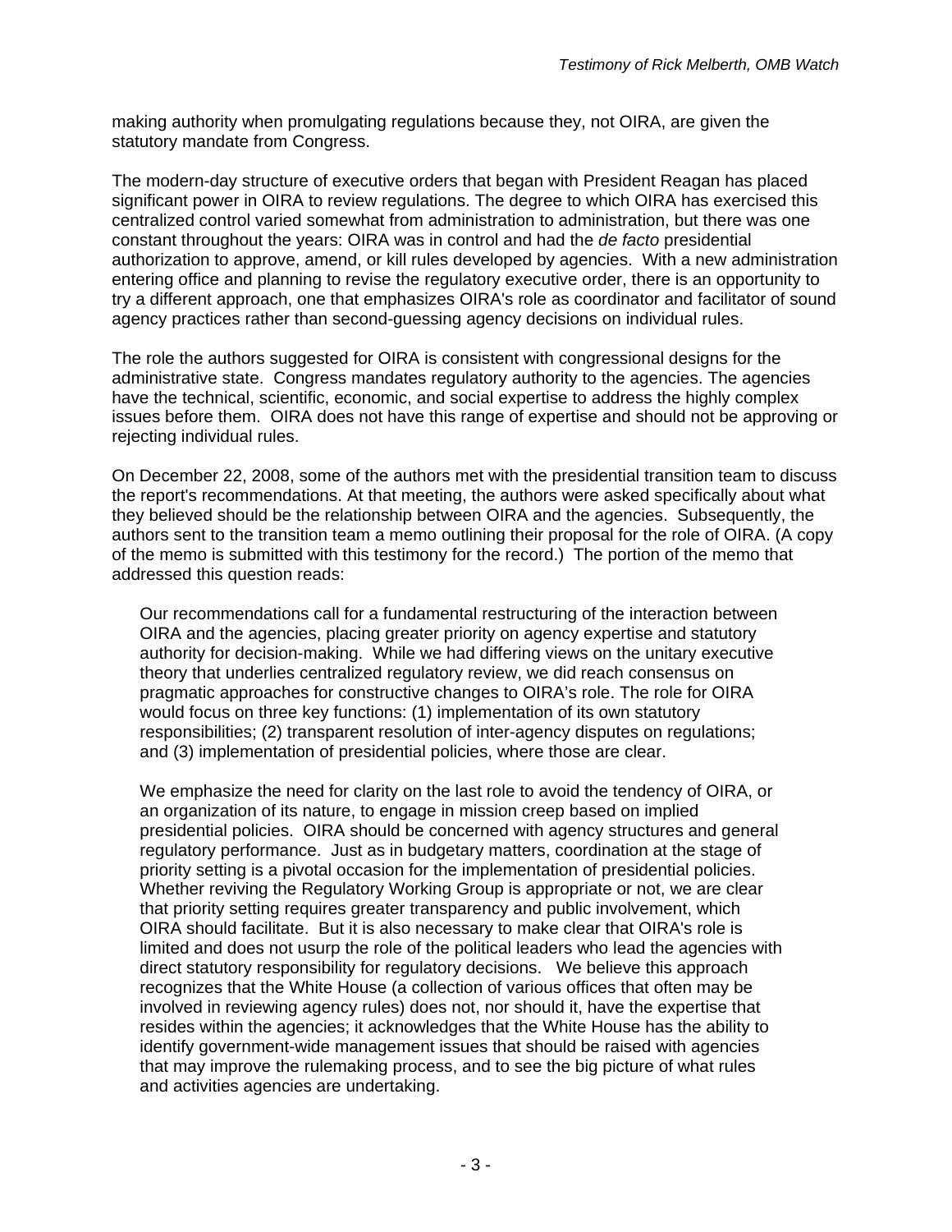making authority when promulgating regulations because they, not OIRA, are given the statutory mandate from Congress.

The modern-day structure of executive orders that began with President Reagan has placed significant power in OIRA to review regulations. The degree to which OIRA has exercised this centralized control varied somewhat from administration to administration, but there was one constant throughout the years: OIRA was in control and had the *de facto* presidential authorization to approve, amend, or kill rules developed by agencies. With a new administration entering office and planning to revise the regulatory executive order, there is an opportunity to try a different approach, one that emphasizes OIRA's role as coordinator and facilitator of sound agency practices rather than second-guessing agency decisions on individual rules.

The role the authors suggested for OIRA is consistent with congressional designs for the administrative state. Congress mandates regulatory authority to the agencies. The agencies have the technical, scientific, economic, and social expertise to address the highly complex issues before them. OIRA does not have this range of expertise and should not be approving or rejecting individual rules.

On December 22, 2008, some of the authors met with the presidential transition team to discuss the report's recommendations. At that meeting, the authors were asked specifically about what they believed should be the relationship between OIRA and the agencies. Subsequently, the authors sent to the transition team a memo outlining their proposal for the role of OIRA. (A copy of the memo is submitted with this testimony for the record.) The portion of the memo that addressed this question reads:

> Our recommendations call for a fundamental restructuring of the interaction between OIRA and the agencies, placing greater priority on agency expertise and statutory authority for decision-making. While we had differing views on the unitary executive theory that underlies centralized regulatory review, we did reach consensus on pragmatic approaches for constructive changes to OIRA's role. The role for OIRA would focus on three key functions: (1) implementation of its own statutory responsibilities; (2) transparent resolution of inter-agency disputes on regulations; and (3) implementation of presidential policies, where those are clear.
>
> We emphasize the need for clarity on the last role to avoid the tendency of OIRA, or an organization of its nature, to engage in mission creep based on implied presidential policies. OIRA should be concerned with agency structures and general regulatory performance. Just as in budgetary matters, coordination at the stage of priority setting is a pivotal occasion for the implementation of presidential policies. Whether reviving the Regulatory Working Group is appropriate or not, we are clear that priority setting requires greater transparency and public involvement, which OIRA should facilitate. But it is also necessary to make clear that OIRA's role is limited and does not usurp the role of the political leaders who lead the agencies with direct statutory responsibility for regulatory decisions. We believe this approach recognizes that the White House (a collection of various offices that often may be involved in reviewing agency rules) does not, nor should it, have the expertise that resides within the agencies; it acknowledges that the White House has the ability to identify government-wide management issues that should be raised with agencies that may improve the rulemaking process, and to see the big picture of what rules and activities agencies are undertaking.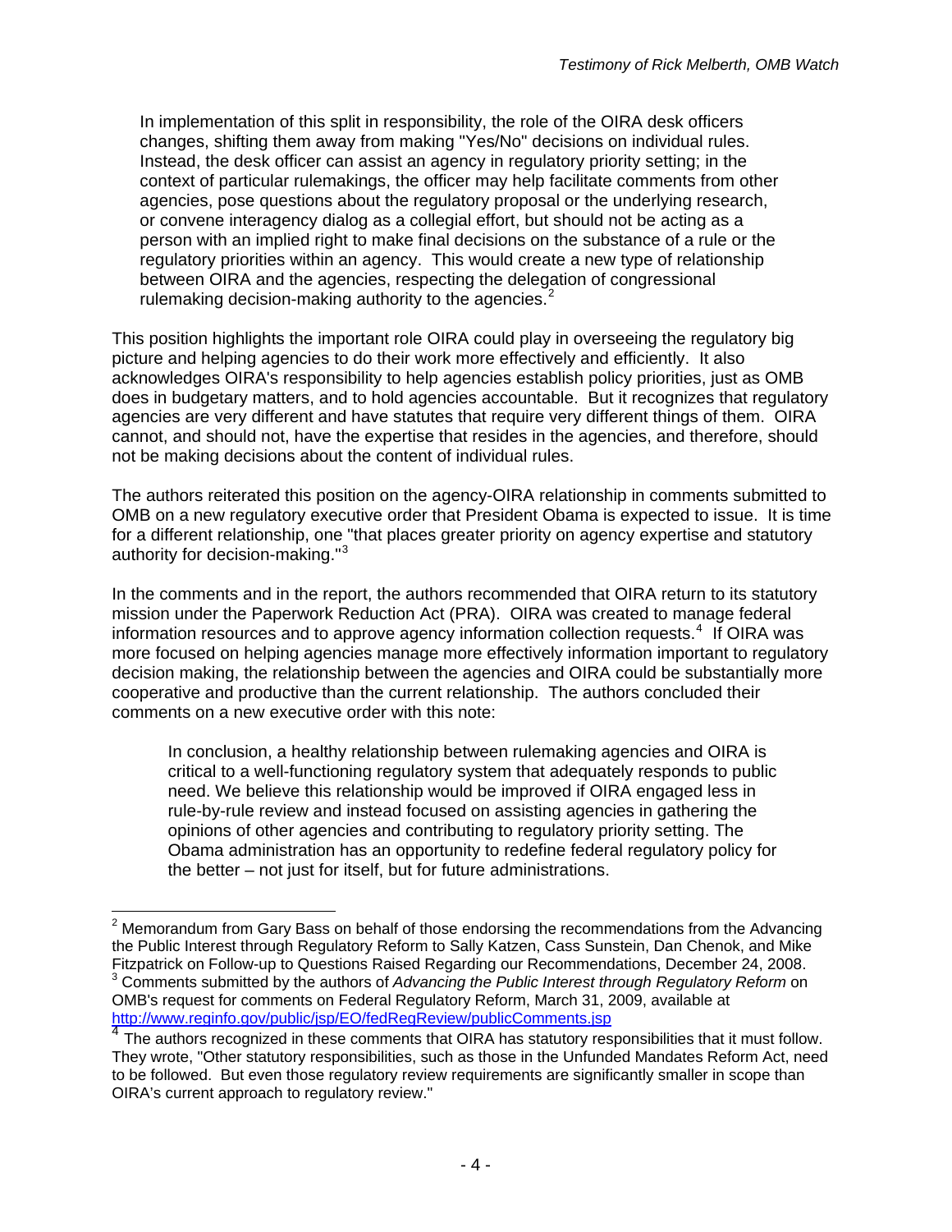> In implementation of this split in responsibility, the role of the OIRA desk officers changes, shifting them away from making "Yes/No" decisions on individual rules. Instead, the desk officer can assist an agency in regulatory priority setting; in the context of particular rulemakings, the officer may help facilitate comments from other agencies, pose questions about the regulatory proposal or the underlying research, or convene interagency dialog as a collegial effort, but should not be acting as a person with an implied right to make final decisions on the substance of a rule or the regulatory priorities within an agency. This would create a new type of relationship between OIRA and the agencies, respecting the delegation of congressional rulemaking decision-making authority to the agencies.[2]

This position highlights the important role OIRA could play in overseeing the regulatory big picture and helping agencies to do their work more effectively and efficiently. It also acknowledges OIRA's responsibility to help agencies establish policy priorities, just as OMB does in budgetary matters, and to hold agencies accountable. But it recognizes that regulatory agencies are very different and have statutes that require very different things of them. OIRA cannot, and should not, have the expertise that resides in the agencies, and therefore, should not be making decisions about the content of individual rules.

The authors reiterated this position on the agency-OIRA relationship in comments submitted to OMB on a new regulatory executive order that President Obama is expected to issue. It is time for a different relationship, one "that places greater priority on agency expertise and statutory authority for decision-making."[3]

In the comments and in the report, the authors recommended that OIRA return to its statutory mission under the Paperwork Reduction Act (PRA). OIRA was created to manage federal information resources and to approve agency information collection requests.[4] If OIRA was more focused on helping agencies manage more effectively information important to regulatory decision making, the relationship between the agencies and OIRA could be substantially more cooperative and productive than the current relationship. The authors concluded their comments on a new executive order with this note:

> In conclusion, a healthy relationship between rulemaking agencies and OIRA is critical to a well-functioning regulatory system that adequately responds to public need. We believe this relationship would be improved if OIRA engaged less in rule-by-rule review and instead focused on assisting agencies in gathering the opinions of other agencies and contributing to regulatory priority setting. The Obama administration has an opportunity to redefine federal regulatory policy for the better – not just for itself, but for future administrations.

---

[2] Memorandum from Gary Bass on behalf of those endorsing the recommendations from the Advancing the Public Interest through Regulatory Reform to Sally Katzen, Cass Sunstein, Dan Chenok, and Mike Fitzpatrick on Follow-up to Questions Raised Regarding our Recommendations, December 24, 2008.

[3] Comments submitted by the authors of *Advancing the Public Interest through Regulatory Reform* on OMB's request for comments on Federal Regulatory Reform, March 31, 2009, available at http://www.reginfo.gov/public/jsp/EO/fedRegReview/publicComments.jsp

[4] The authors recognized in these comments that OIRA has statutory responsibilities that it must follow. They wrote, "Other statutory responsibilities, such as those in the Unfunded Mandates Reform Act, need to be followed. But even those regulatory review requirements are significantly smaller in scope than OIRA's current approach to regulatory review."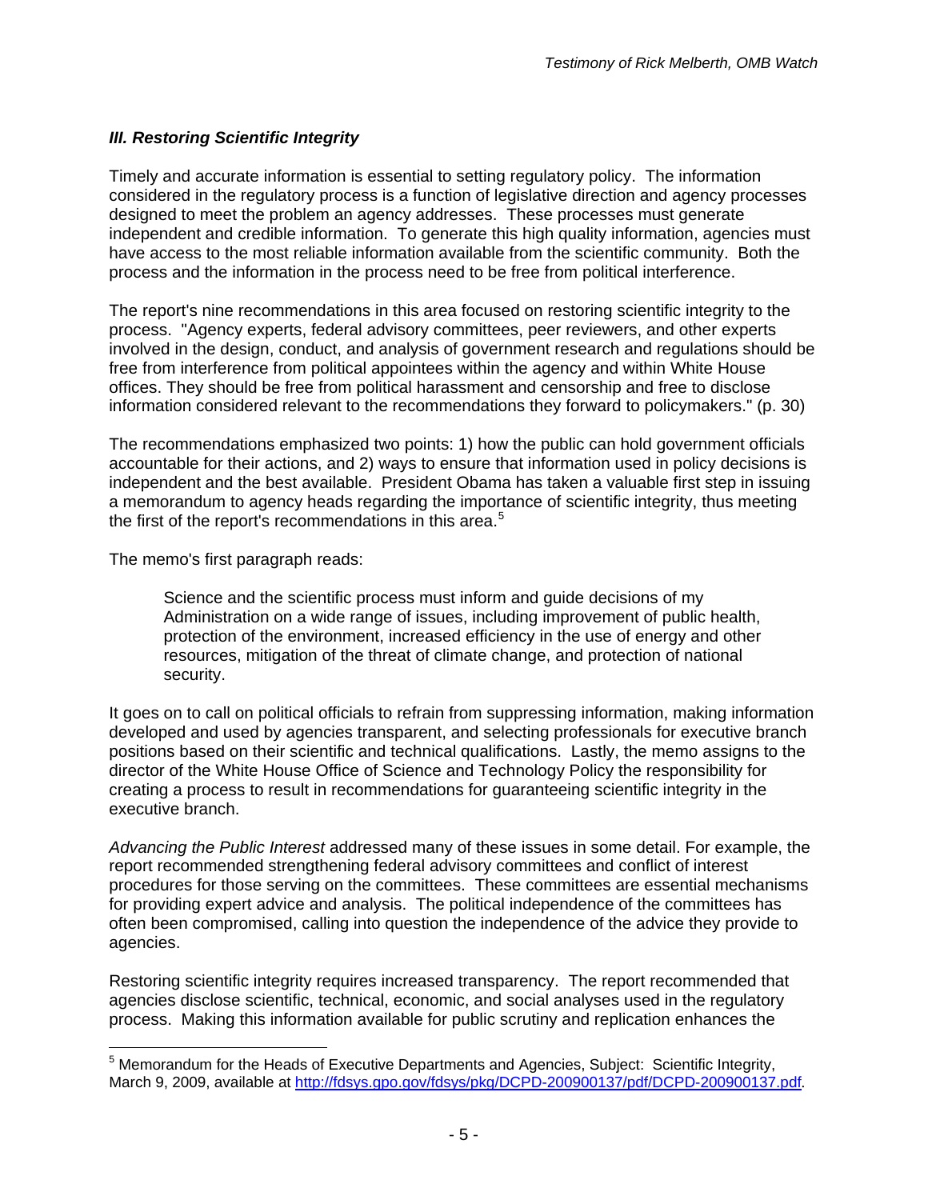### *III. Restoring Scientific Integrity*

Timely and accurate information is essential to setting regulatory policy. The information considered in the regulatory process is a function of legislative direction and agency processes designed to meet the problem an agency addresses. These processes must generate independent and credible information. To generate this high quality information, agencies must have access to the most reliable information available from the scientific community. Both the process and the information in the process need to be free from political interference.

The report's nine recommendations in this area focused on restoring scientific integrity to the process. "Agency experts, federal advisory committees, peer reviewers, and other experts involved in the design, conduct, and analysis of government research and regulations should be free from interference from political appointees within the agency and within White House offices. They should be free from political harassment and censorship and free to disclose information considered relevant to the recommendations they forward to policymakers." (p. 30)

The recommendations emphasized two points: 1) how the public can hold government officials accountable for their actions, and 2) ways to ensure that information used in policy decisions is independent and the best available. President Obama has taken a valuable first step in issuing a memorandum to agency heads regarding the importance of scientific integrity, thus meeting the first of the report's recommendations in this area.[5]

The memo's first paragraph reads:

> Science and the scientific process must inform and guide decisions of my Administration on a wide range of issues, including improvement of public health, protection of the environment, increased efficiency in the use of energy and other resources, mitigation of the threat of climate change, and protection of national security.

It goes on to call on political officials to refrain from suppressing information, making information developed and used by agencies transparent, and selecting professionals for executive branch positions based on their scientific and technical qualifications. Lastly, the memo assigns to the director of the White House Office of Science and Technology Policy the responsibility for creating a process to result in recommendations for guaranteeing scientific integrity in the executive branch.

*Advancing the Public Interest* addressed many of these issues in some detail. For example, the report recommended strengthening federal advisory committees and conflict of interest procedures for those serving on the committees. These committees are essential mechanisms for providing expert advice and analysis. The political independence of the committees has often been compromised, calling into question the independence of the advice they provide to agencies.

Restoring scientific integrity requires increased transparency. The report recommended that agencies disclose scientific, technical, economic, and social analyses used in the regulatory process. Making this information available for public scrutiny and replication enhances the

---

[5] Memorandum for the Heads of Executive Departments and Agencies, Subject: Scientific Integrity, March 9, 2009, available at http://fdsys.gpo.gov/fdsys/pkg/DCPD-200900137/pdf/DCPD-200900137.pdf.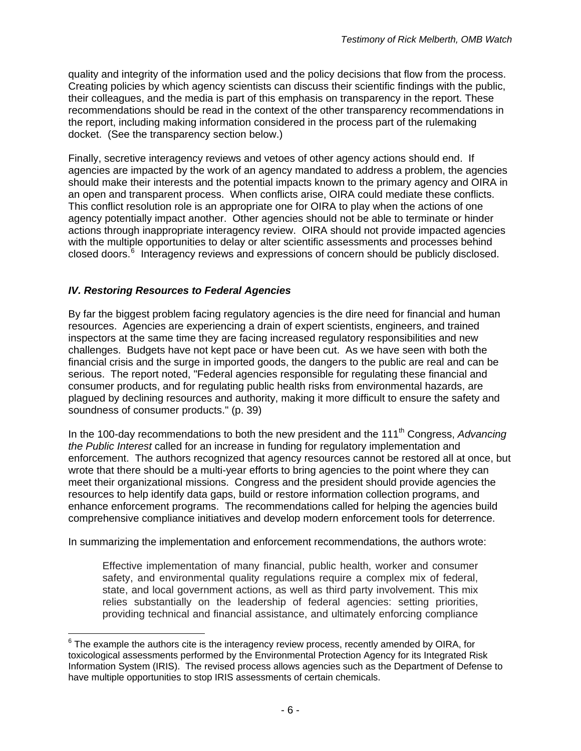quality and integrity of the information used and the policy decisions that flow from the process. Creating policies by which agency scientists can discuss their scientific findings with the public, their colleagues, and the media is part of this emphasis on transparency in the report. These recommendations should be read in the context of the other transparency recommendations in the report, including making information considered in the process part of the rulemaking docket. (See the transparency section below.)

Finally, secretive interagency reviews and vetoes of other agency actions should end. If agencies are impacted by the work of an agency mandated to address a problem, the agencies should make their interests and the potential impacts known to the primary agency and OIRA in an open and transparent process. When conflicts arise, OIRA could mediate these conflicts. This conflict resolution role is an appropriate one for OIRA to play when the actions of one agency potentially impact another. Other agencies should not be able to terminate or hinder actions through inappropriate interagency review. OIRA should not provide impacted agencies with the multiple opportunities to delay or alter scientific assessments and processes behind closed doors.[6] Interagency reviews and expressions of concern should be publicly disclosed.

### *IV. Restoring Resources to Federal Agencies*

By far the biggest problem facing regulatory agencies is the dire need for financial and human resources. Agencies are experiencing a drain of expert scientists, engineers, and trained inspectors at the same time they are facing increased regulatory responsibilities and new challenges. Budgets have not kept pace or have been cut. As we have seen with both the financial crisis and the surge in imported goods, the dangers to the public are real and can be serious. The report noted, "Federal agencies responsible for regulating these financial and consumer products, and for regulating public health risks from environmental hazards, are plagued by declining resources and authority, making it more difficult to ensure the safety and soundness of consumer products." (p. 39)

In the 100-day recommendations to both the new president and the 111th Congress, *Advancing the Public Interest* called for an increase in funding for regulatory implementation and enforcement. The authors recognized that agency resources cannot be restored all at once, but wrote that there should be a multi-year efforts to bring agencies to the point where they can meet their organizational missions. Congress and the president should provide agencies the resources to help identify data gaps, build or restore information collection programs, and enhance enforcement programs. The recommendations called for helping the agencies build comprehensive compliance initiatives and develop modern enforcement tools for deterrence.

In summarizing the implementation and enforcement recommendations, the authors wrote:

> Effective implementation of many financial, public health, worker and consumer safety, and environmental quality regulations require a complex mix of federal, state, and local government actions, as well as third party involvement. This mix relies substantially on the leadership of federal agencies: setting priorities, providing technical and financial assistance, and ultimately enforcing compliance

---

[6] The example the authors cite is the interagency review process, recently amended by OIRA, for toxicological assessments performed by the Environmental Protection Agency for its Integrated Risk Information System (IRIS). The revised process allows agencies such as the Department of Defense to have multiple opportunities to stop IRIS assessments of certain chemicals.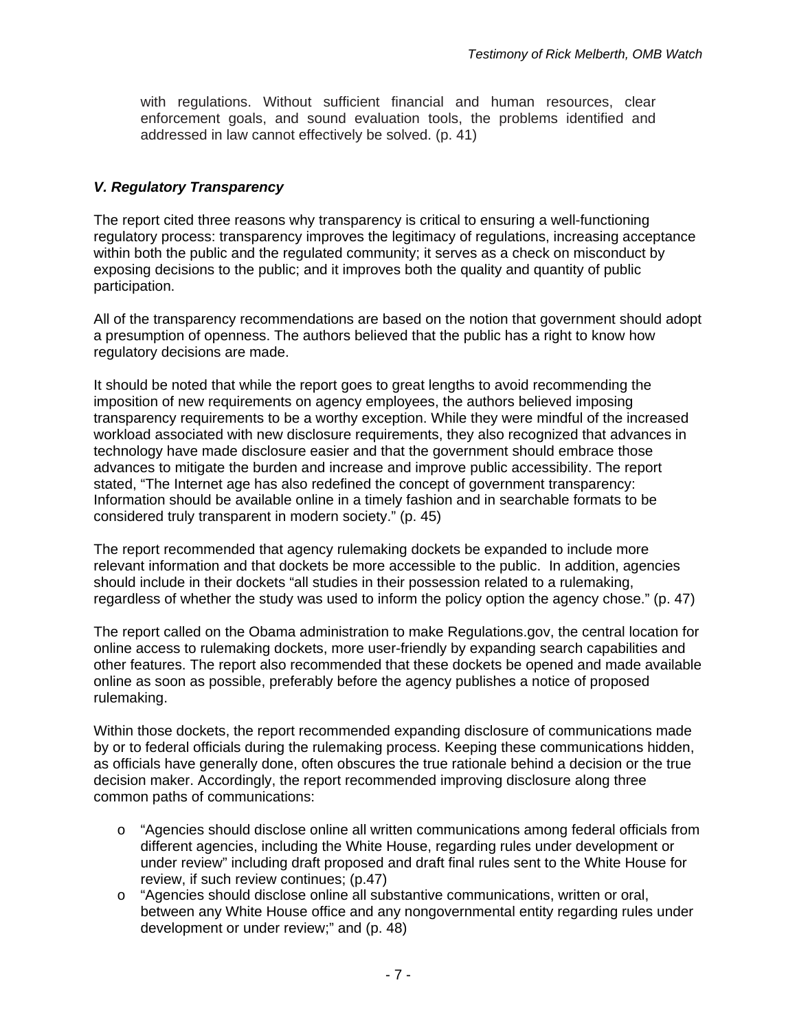> with regulations. Without sufficient financial and human resources, clear enforcement goals, and sound evaluation tools, the problems identified and addressed in law cannot effectively be solved. (p. 41)

### *V. Regulatory Transparency*

The report cited three reasons why transparency is critical to ensuring a well-functioning regulatory process: transparency improves the legitimacy of regulations, increasing acceptance within both the public and the regulated community; it serves as a check on misconduct by exposing decisions to the public; and it improves both the quality and quantity of public participation.

All of the transparency recommendations are based on the notion that government should adopt a presumption of openness. The authors believed that the public has a right to know how regulatory decisions are made.

It should be noted that while the report goes to great lengths to avoid recommending the imposition of new requirements on agency employees, the authors believed imposing transparency requirements to be a worthy exception. While they were mindful of the increased workload associated with new disclosure requirements, they also recognized that advances in technology have made disclosure easier and that the government should embrace those advances to mitigate the burden and increase and improve public accessibility. The report stated, "The Internet age has also redefined the concept of government transparency: Information should be available online in a timely fashion and in searchable formats to be considered truly transparent in modern society." (p. 45)

The report recommended that agency rulemaking dockets be expanded to include more relevant information and that dockets be more accessible to the public. In addition, agencies should include in their dockets "all studies in their possession related to a rulemaking, regardless of whether the study was used to inform the policy option the agency chose." (p. 47)

The report called on the Obama administration to make Regulations.gov, the central location for online access to rulemaking dockets, more user-friendly by expanding search capabilities and other features. The report also recommended that these dockets be opened and made available online as soon as possible, preferably before the agency publishes a notice of proposed rulemaking.

Within those dockets, the report recommended expanding disclosure of communications made by or to federal officials during the rulemaking process. Keeping these communications hidden, as officials have generally done, often obscures the true rationale behind a decision or the true decision maker. Accordingly, the report recommended improving disclosure along three common paths of communications:

- "Agencies should disclose online all written communications among federal officials from different agencies, including the White House, regarding rules under development or under review" including draft proposed and draft final rules sent to the White House for review, if such review continues; (p.47)
- "Agencies should disclose online all substantive communications, written or oral, between any White House office and any nongovernmental entity regarding rules under development or under review;" and (p. 48)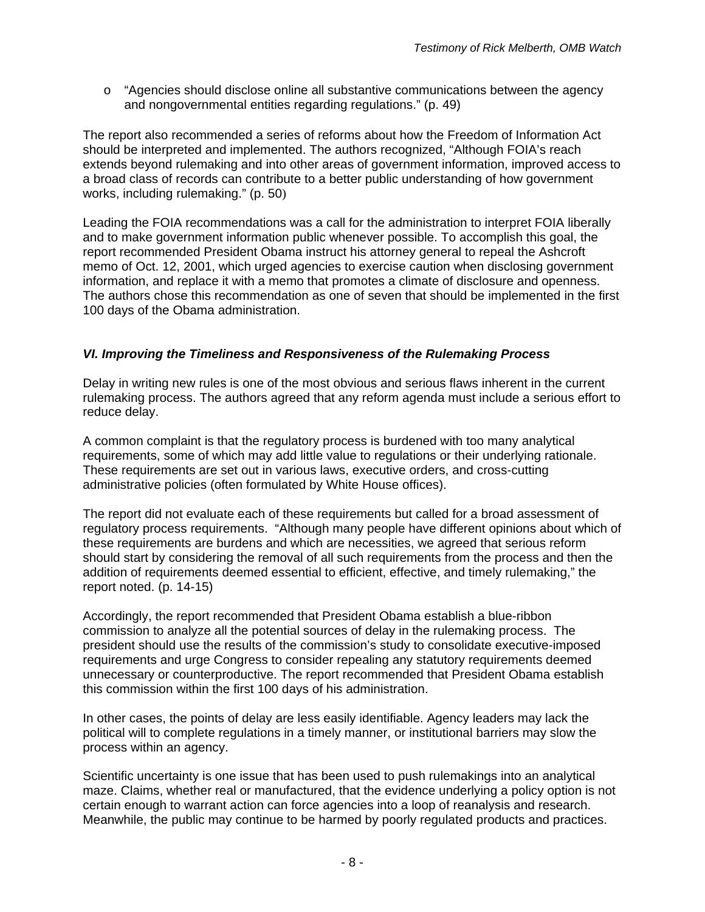- "Agencies should disclose online all substantive communications between the agency and nongovernmental entities regarding regulations." (p. 49)

The report also recommended a series of reforms about how the Freedom of Information Act should be interpreted and implemented. The authors recognized, "Although FOIA's reach extends beyond rulemaking and into other areas of government information, improved access to a broad class of records can contribute to a better public understanding of how government works, including rulemaking." (p. 50)

Leading the FOIA recommendations was a call for the administration to interpret FOIA liberally and to make government information public whenever possible. To accomplish this goal, the report recommended President Obama instruct his attorney general to repeal the Ashcroft memo of Oct. 12, 2001, which urged agencies to exercise caution when disclosing government information, and replace it with a memo that promotes a climate of disclosure and openness. The authors chose this recommendation as one of seven that should be implemented in the first 100 days of the Obama administration.

### *VI. Improving the Timeliness and Responsiveness of the Rulemaking Process*

Delay in writing new rules is one of the most obvious and serious flaws inherent in the current rulemaking process. The authors agreed that any reform agenda must include a serious effort to reduce delay.

A common complaint is that the regulatory process is burdened with too many analytical requirements, some of which may add little value to regulations or their underlying rationale. These requirements are set out in various laws, executive orders, and cross-cutting administrative policies (often formulated by White House offices).

The report did not evaluate each of these requirements but called for a broad assessment of regulatory process requirements. "Although many people have different opinions about which of these requirements are burdens and which are necessities, we agreed that serious reform should start by considering the removal of all such requirements from the process and then the addition of requirements deemed essential to efficient, effective, and timely rulemaking," the report noted. (p. 14-15)

Accordingly, the report recommended that President Obama establish a blue-ribbon commission to analyze all the potential sources of delay in the rulemaking process. The president should use the results of the commission's study to consolidate executive-imposed requirements and urge Congress to consider repealing any statutory requirements deemed unnecessary or counterproductive. The report recommended that President Obama establish this commission within the first 100 days of his administration.

In other cases, the points of delay are less easily identifiable. Agency leaders may lack the political will to complete regulations in a timely manner, or institutional barriers may slow the process within an agency.

Scientific uncertainty is one issue that has been used to push rulemakings into an analytical maze. Claims, whether real or manufactured, that the evidence underlying a policy option is not certain enough to warrant action can force agencies into a loop of reanalysis and research. Meanwhile, the public may continue to be harmed by poorly regulated products and practices.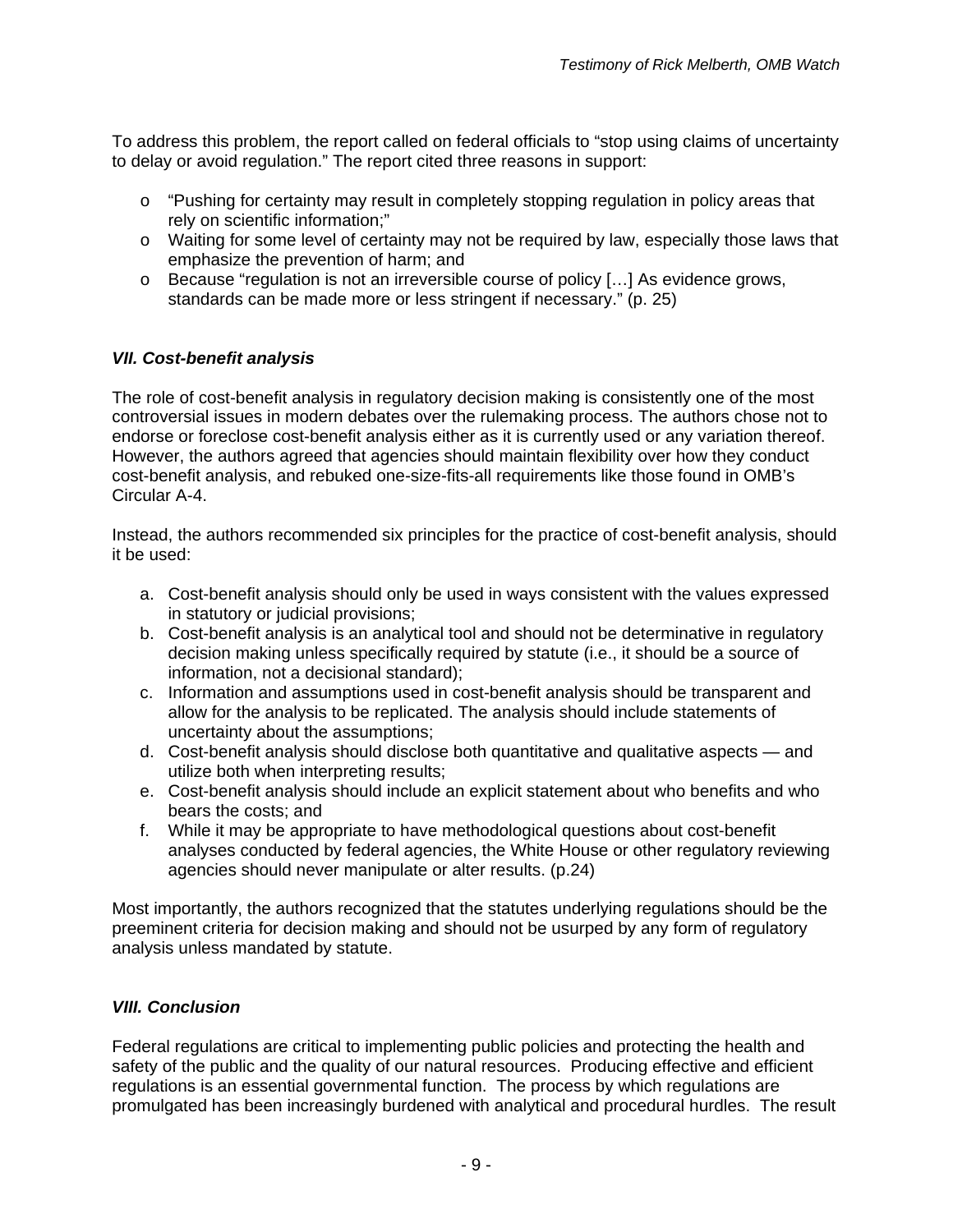To address this problem, the report called on federal officials to “stop using claims of uncertainty to delay or avoid regulation.” The report cited three reasons in support:

- “Pushing for certainty may result in completely stopping regulation in policy areas that rely on scientific information;”
- Waiting for some level of certainty may not be required by law, especially those laws that emphasize the prevention of harm; and
- Because “regulation is not an irreversible course of policy […] As evidence grows, standards can be made more or less stringent if necessary.” (p. 25)

### *VII. Cost-benefit analysis*

The role of cost-benefit analysis in regulatory decision making is consistently one of the most controversial issues in modern debates over the rulemaking process. The authors chose not to endorse or foreclose cost-benefit analysis either as it is currently used or any variation thereof. However, the authors agreed that agencies should maintain flexibility over how they conduct cost-benefit analysis, and rebuked one-size-fits-all requirements like those found in OMB’s Circular A-4.

Instead, the authors recommended six principles for the practice of cost-benefit analysis, should it be used:

a. Cost-benefit analysis should only be used in ways consistent with the values expressed in statutory or judicial provisions;
b. Cost-benefit analysis is an analytical tool and should not be determinative in regulatory decision making unless specifically required by statute (i.e., it should be a source of information, not a decisional standard);
c. Information and assumptions used in cost-benefit analysis should be transparent and allow for the analysis to be replicated. The analysis should include statements of uncertainty about the assumptions;
d. Cost-benefit analysis should disclose both quantitative and qualitative aspects — and utilize both when interpreting results;
e. Cost-benefit analysis should include an explicit statement about who benefits and who bears the costs; and
f. While it may be appropriate to have methodological questions about cost-benefit analyses conducted by federal agencies, the White House or other regulatory reviewing agencies should never manipulate or alter results. (p.24)

Most importantly, the authors recognized that the statutes underlying regulations should be the preeminent criteria for decision making and should not be usurped by any form of regulatory analysis unless mandated by statute.

### *VIII. Conclusion*

Federal regulations are critical to implementing public policies and protecting the health and safety of the public and the quality of our natural resources. Producing effective and efficient regulations is an essential governmental function. The process by which regulations are promulgated has been increasingly burdened with analytical and procedural hurdles. The result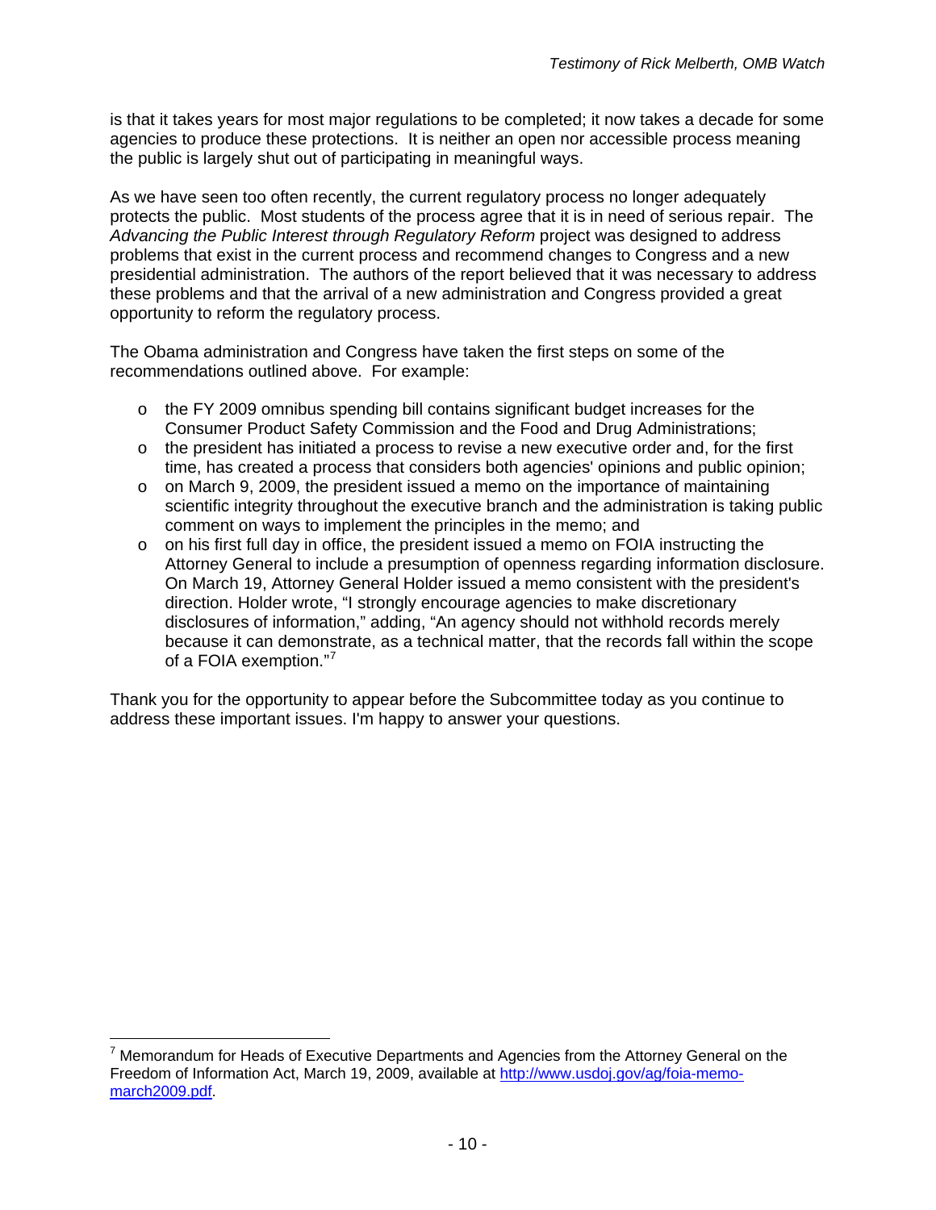is that it takes years for most major regulations to be completed; it now takes a decade for some agencies to produce these protections. It is neither an open nor accessible process meaning the public is largely shut out of participating in meaningful ways.

As we have seen too often recently, the current regulatory process no longer adequately protects the public. Most students of the process agree that it is in need of serious repair. The *Advancing the Public Interest through Regulatory Reform* project was designed to address problems that exist in the current process and recommend changes to Congress and a new presidential administration. The authors of the report believed that it was necessary to address these problems and that the arrival of a new administration and Congress provided a great opportunity to reform the regulatory process.

The Obama administration and Congress have taken the first steps on some of the recommendations outlined above. For example:

- the FY 2009 omnibus spending bill contains significant budget increases for the Consumer Product Safety Commission and the Food and Drug Administrations;
- the president has initiated a process to revise a new executive order and, for the first time, has created a process that considers both agencies' opinions and public opinion;
- on March 9, 2009, the president issued a memo on the importance of maintaining scientific integrity throughout the executive branch and the administration is taking public comment on ways to implement the principles in the memo; and
- on his first full day in office, the president issued a memo on FOIA instructing the Attorney General to include a presumption of openness regarding information disclosure. On March 19, Attorney General Holder issued a memo consistent with the president's direction. Holder wrote, "I strongly encourage agencies to make discretionary disclosures of information," adding, "An agency should not withhold records merely because it can demonstrate, as a technical matter, that the records fall within the scope of a FOIA exemption."[7]

Thank you for the opportunity to appear before the Subcommittee today as you continue to address these important issues. I'm happy to answer your questions.

---

[7] Memorandum for Heads of Executive Departments and Agencies from the Attorney General on the Freedom of Information Act, March 19, 2009, available at http://www.usdoj.gov/ag/foia-memo-march2009.pdf.